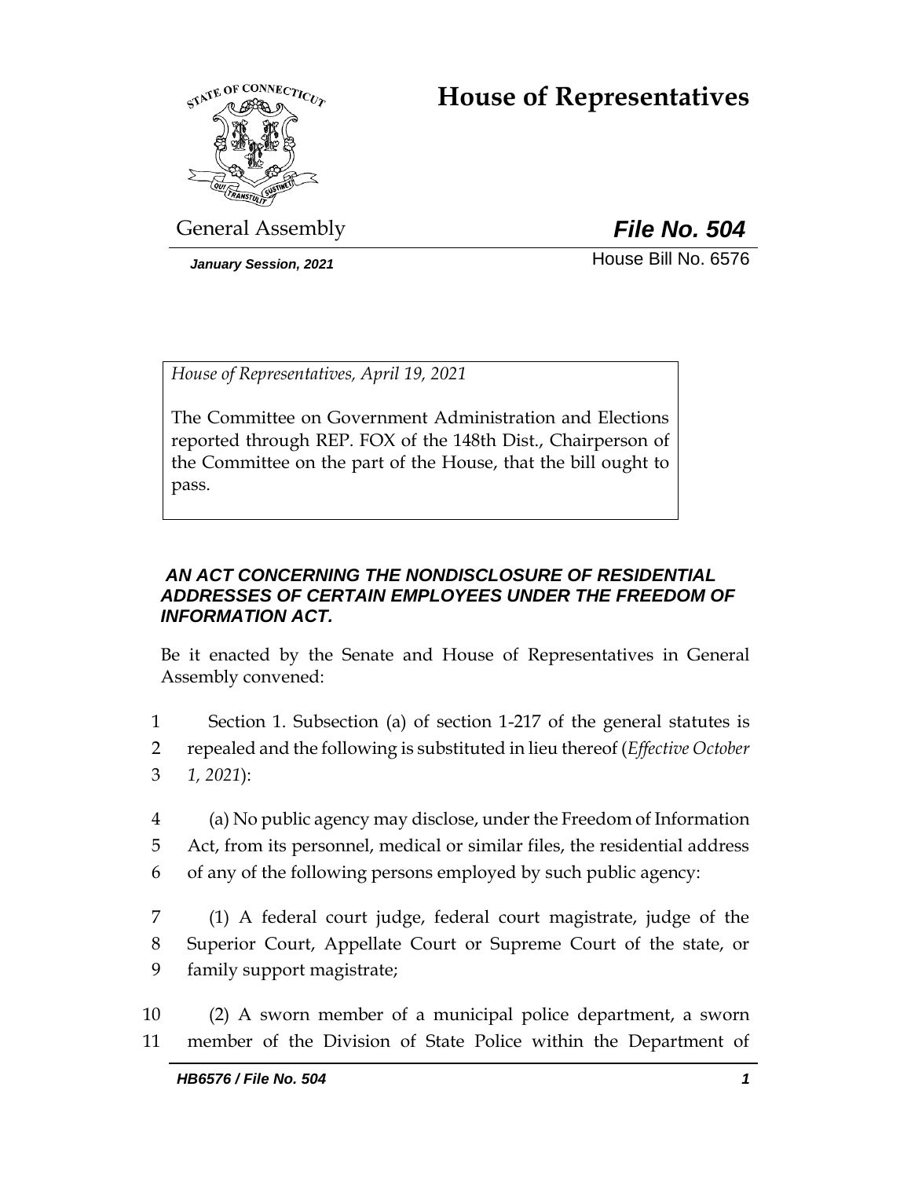# House of Representatives

General Assembly

***File No. 504***

*January Session, 2021*

House Bill No. 6576

*House of Representatives, April 19, 2021*

The Committee on Government Administration and Elections reported through REP. FOX of the 148th Dist., Chairperson of the Committee on the part of the House, that the bill ought to pass.

***AN ACT CONCERNING THE NONDISCLOSURE OF RESIDENTIAL ADDRESSES OF CERTAIN EMPLOYEES UNDER THE FREEDOM OF INFORMATION ACT.***

Be it enacted by the Senate and House of Representatives in General Assembly convened:

1 Section 1. Subsection (a) of section 1-217 of the general statutes is
2 repealed and the following is substituted in lieu thereof (*Effective October*
3 *1, 2021*):

4 (a) No public agency may disclose, under the Freedom of Information
5 Act, from its personnel, medical or similar files, the residential address
6 of any of the following persons employed by such public agency:

7 (1) A federal court judge, federal court magistrate, judge of the
8 Superior Court, Appellate Court or Supreme Court of the state, or
9 family support magistrate;

10 (2) A sworn member of a municipal police department, a sworn
11 member of the Division of State Police within the Department of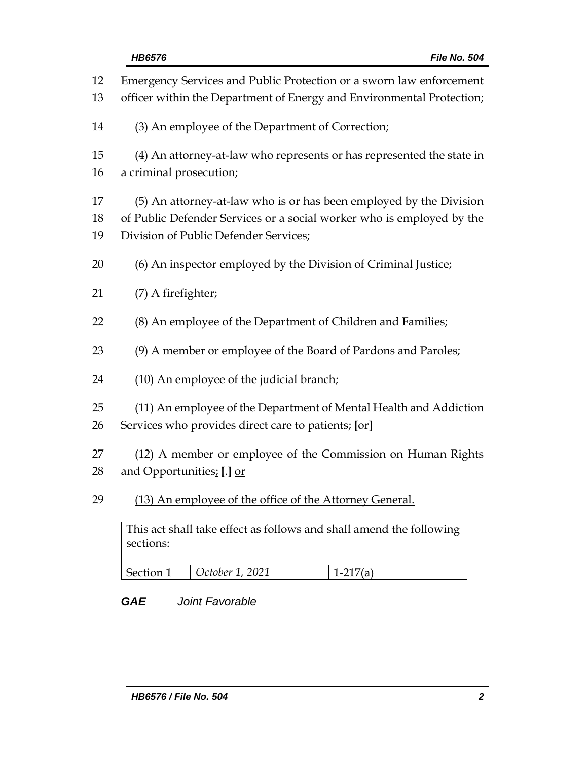Emergency Services and Public Protection or a sworn law enforcement officer within the Department of Energy and Environmental Protection;

(3) An employee of the Department of Correction;

(4) An attorney-at-law who represents or has represented the state in a criminal prosecution;

(5) An attorney-at-law who is or has been employed by the Division of Public Defender Services or a social worker who is employed by the Division of Public Defender Services;

(6) An inspector employed by the Division of Criminal Justice;

(7) A firefighter;

(8) An employee of the Department of Children and Families;

(9) A member or employee of the Board of Pardons and Paroles;

(10) An employee of the judicial branch;

(11) An employee of the Department of Mental Health and Addiction Services who provides direct care to patients; **[**or**]**

(12) A member or employee of the Commission on Human Rights and Opportunities<u>;</u> **[**.**]** <u>or</u>

<u>(13) An employee of the office of the Attorney General.</u>

| This act shall take effect as follows and shall amend the following sections: | | |
|---|---|---|
| Section 1 | *October 1, 2021* | 1-217(a) |

***GAE*** *Joint Favorable*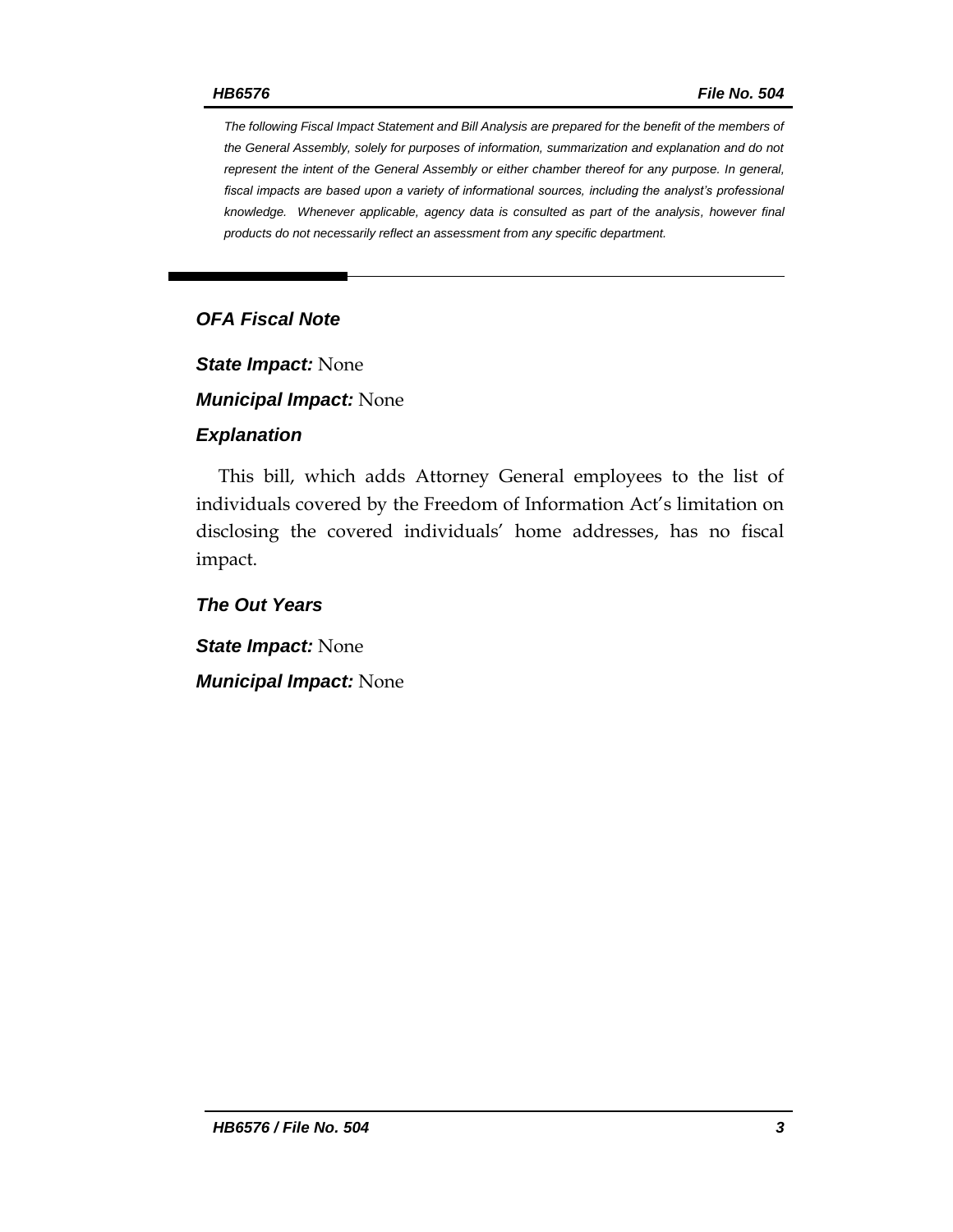*The following Fiscal Impact Statement and Bill Analysis are prepared for the benefit of the members of the General Assembly, solely for purposes of information, summarization and explanation and do not represent the intent of the General Assembly or either chamber thereof for any purpose. In general, fiscal impacts are based upon a variety of informational sources, including the analyst's professional knowledge. Whenever applicable, agency data is consulted as part of the analysis, however final products do not necessarily reflect an assessment from any specific department.*

## *OFA Fiscal Note*

***State Impact:*** None

***Municipal Impact:*** None

### *Explanation*

This bill, which adds Attorney General employees to the list of individuals covered by the Freedom of Information Act's limitation on disclosing the covered individuals' home addresses, has no fiscal impact.

### *The Out Years*

***State Impact:*** None

***Municipal Impact:*** None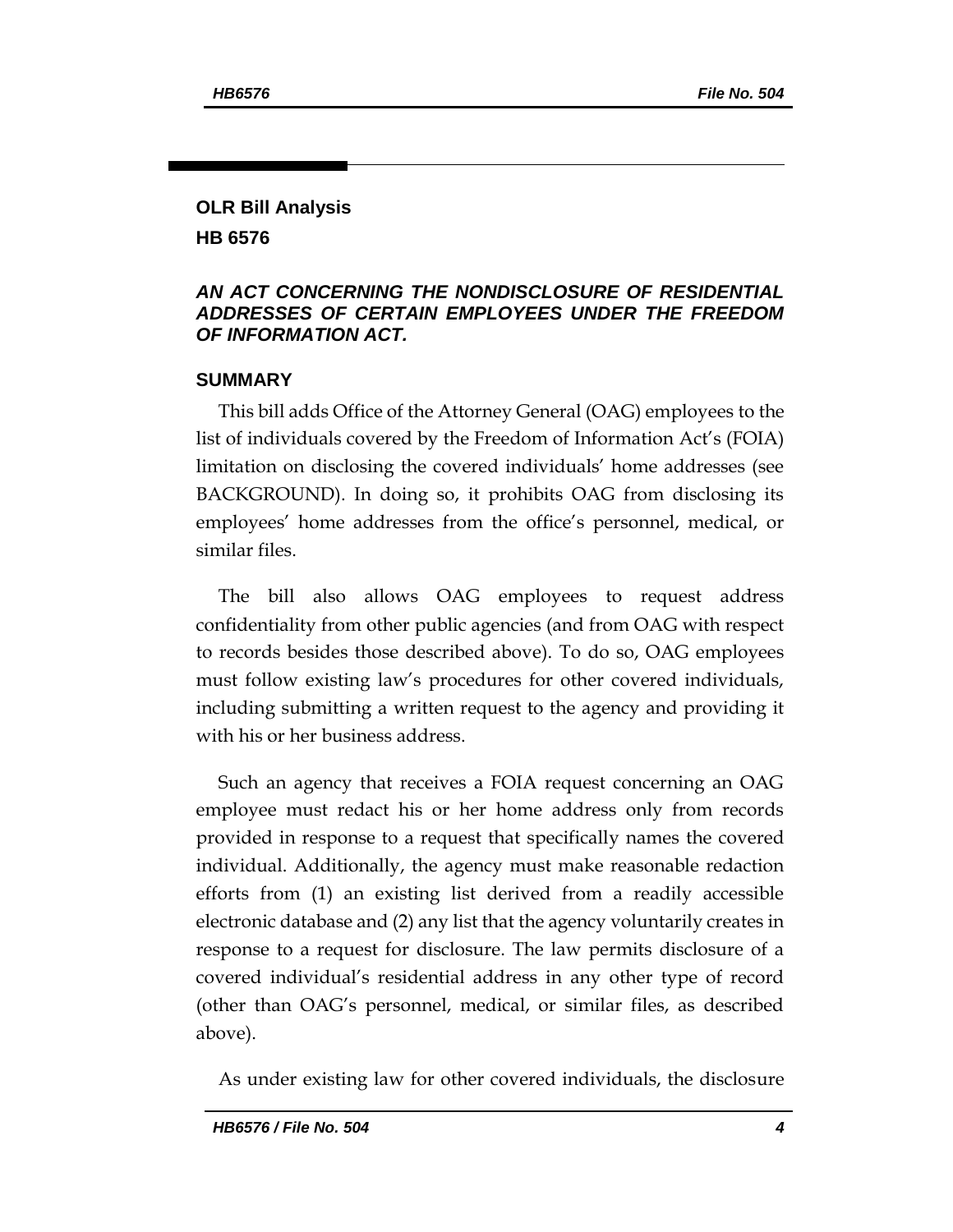## OLR Bill Analysis

## HB 6576

### *AN ACT CONCERNING THE NONDISCLOSURE OF RESIDENTIAL ADDRESSES OF CERTAIN EMPLOYEES UNDER THE FREEDOM OF INFORMATION ACT.*

### SUMMARY

This bill adds Office of the Attorney General (OAG) employees to the list of individuals covered by the Freedom of Information Act's (FOIA) limitation on disclosing the covered individuals' home addresses (see BACKGROUND). In doing so, it prohibits OAG from disclosing its employees' home addresses from the office's personnel, medical, or similar files.

The bill also allows OAG employees to request address confidentiality from other public agencies (and from OAG with respect to records besides those described above). To do so, OAG employees must follow existing law's procedures for other covered individuals, including submitting a written request to the agency and providing it with his or her business address.

Such an agency that receives a FOIA request concerning an OAG employee must redact his or her home address only from records provided in response to a request that specifically names the covered individual. Additionally, the agency must make reasonable redaction efforts from (1) an existing list derived from a readily accessible electronic database and (2) any list that the agency voluntarily creates in response to a request for disclosure. The law permits disclosure of a covered individual's residential address in any other type of record (other than OAG's personnel, medical, or similar files, as described above).

As under existing law for other covered individuals, the disclosure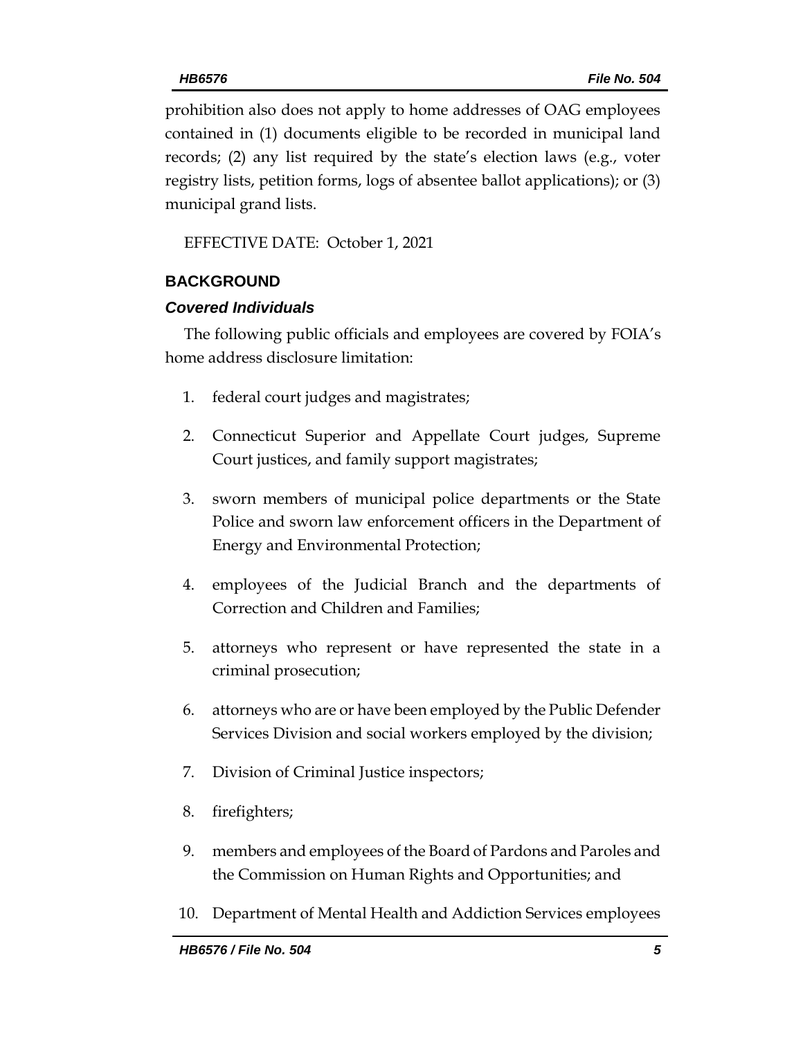prohibition also does not apply to home addresses of OAG employees contained in (1) documents eligible to be recorded in municipal land records; (2) any list required by the state's election laws (e.g., voter registry lists, petition forms, logs of absentee ballot applications); or (3) municipal grand lists.

EFFECTIVE DATE: October 1, 2021

## BACKGROUND

### *Covered Individuals*

The following public officials and employees are covered by FOIA's home address disclosure limitation:

1. federal court judges and magistrates;
2. Connecticut Superior and Appellate Court judges, Supreme Court justices, and family support magistrates;
3. sworn members of municipal police departments or the State Police and sworn law enforcement officers in the Department of Energy and Environmental Protection;
4. employees of the Judicial Branch and the departments of Correction and Children and Families;
5. attorneys who represent or have represented the state in a criminal prosecution;
6. attorneys who are or have been employed by the Public Defender Services Division and social workers employed by the division;
7. Division of Criminal Justice inspectors;
8. firefighters;
9. members and employees of the Board of Pardons and Paroles and the Commission on Human Rights and Opportunities; and
10. Department of Mental Health and Addiction Services employees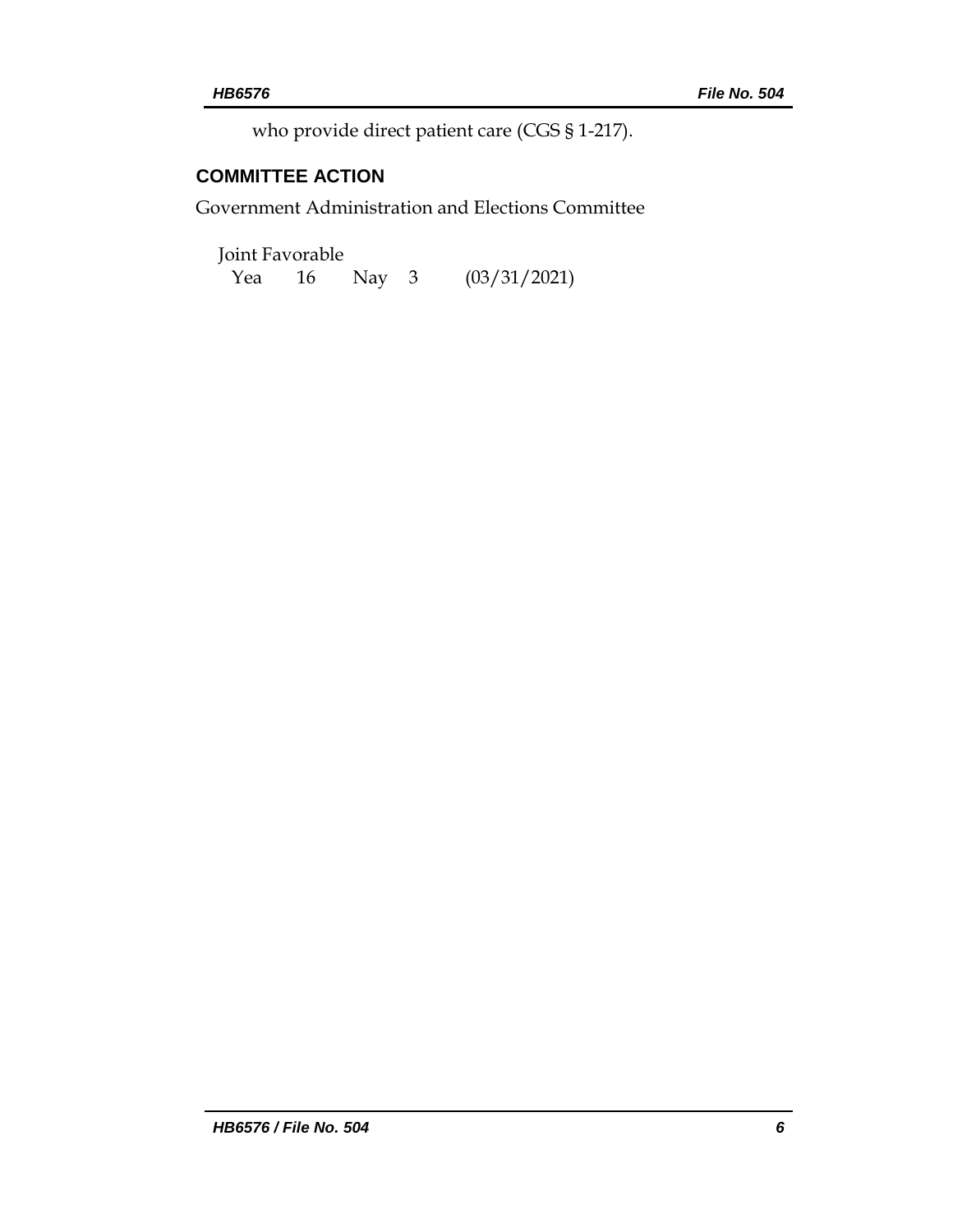who provide direct patient care (CGS § 1-217).

## COMMITTEE ACTION

Government Administration and Elections Committee

Joint Favorable
Yea 16 Nay 3 (03/31/2021)